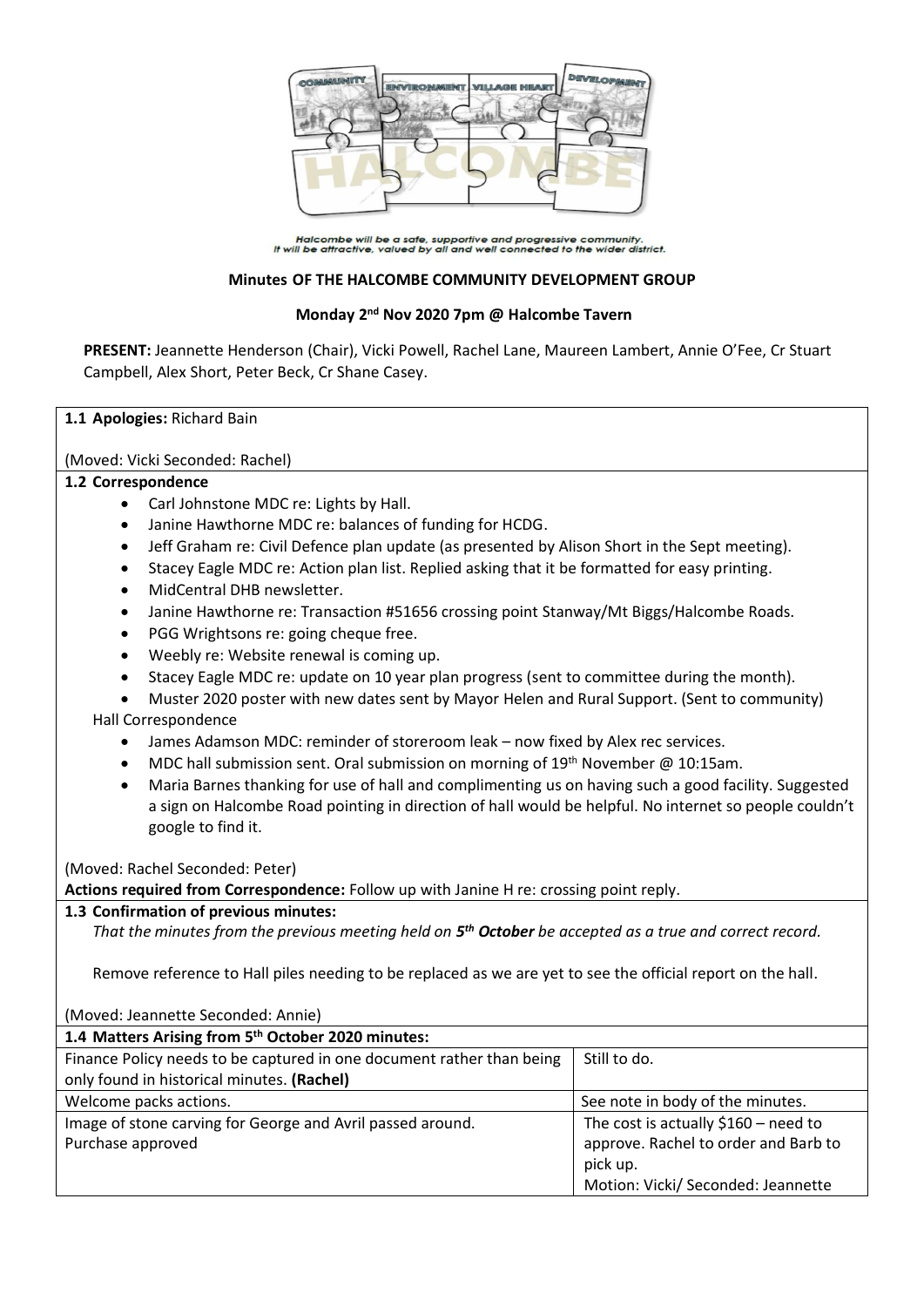Halcombe will be a safe, supportive and progressive community.
It will be attractive, valued by all and well connected to the wider district.

## Minutes OF THE HALCOMBE COMMUNITY DEVELOPMENT GROUP

**Monday 2nd Nov 2020 7pm @ Halcombe Tavern**

**PRESENT:** Jeannette Henderson (Chair), Vicki Powell, Rachel Lane, Maureen Lambert, Annie O'Fee, Cr Stuart Campbell, Alex Short, Peter Beck, Cr Shane Casey.

**1.1 Apologies:** Richard Bain

(Moved: Vicki Seconded: Rachel)

**1.2 Correspondence**

- Carl Johnstone MDC re: Lights by Hall.
- Janine Hawthorne MDC re: balances of funding for HCDG.
- Jeff Graham re: Civil Defence plan update (as presented by Alison Short in the Sept meeting).
- Stacey Eagle MDC re: Action plan list. Replied asking that it be formatted for easy printing.
- MidCentral DHB newsletter.
- Janine Hawthorne re: Transaction #51656 crossing point Stanway/Mt Biggs/Halcombe Roads.
- PGG Wrightsons re: going cheque free.
- Weebly re: Website renewal is coming up.
- Stacey Eagle MDC re: update on 10 year plan progress (sent to committee during the month).
- Muster 2020 poster with new dates sent by Mayor Helen and Rural Support. (Sent to community)

Hall Correspondence

- James Adamson MDC: reminder of storeroom leak – now fixed by Alex rec services.
- MDC hall submission sent. Oral submission on morning of 19th November @ 10:15am.
- Maria Barnes thanking for use of hall and complimenting us on having such a good facility. Suggested a sign on Halcombe Road pointing in direction of hall would be helpful. No internet so people couldn't google to find it.

(Moved: Rachel Seconded: Peter)

**Actions required from Correspondence:** Follow up with Janine H re: crossing point reply.

**1.3 Confirmation of previous minutes:**

*That the minutes from the previous meeting held on **5th October** be accepted as a true and correct record.*

Remove reference to Hall piles needing to be replaced as we are yet to see the official report on the hall.

(Moved: Jeannette Seconded: Annie)

**1.4 Matters Arising from 5th October 2020 minutes:**

| | |
|---|---|
| Finance Policy needs to be captured in one document rather than being only found in historical minutes. **(Rachel)** | Still to do. |
| Welcome packs actions. | See note in body of the minutes. |
| Image of stone carving for George and Avril passed around. Purchase approved | The cost is actually $160 – need to approve. Rachel to order and Barb to pick up. Motion: Vicki/ Seconded: Jeannette |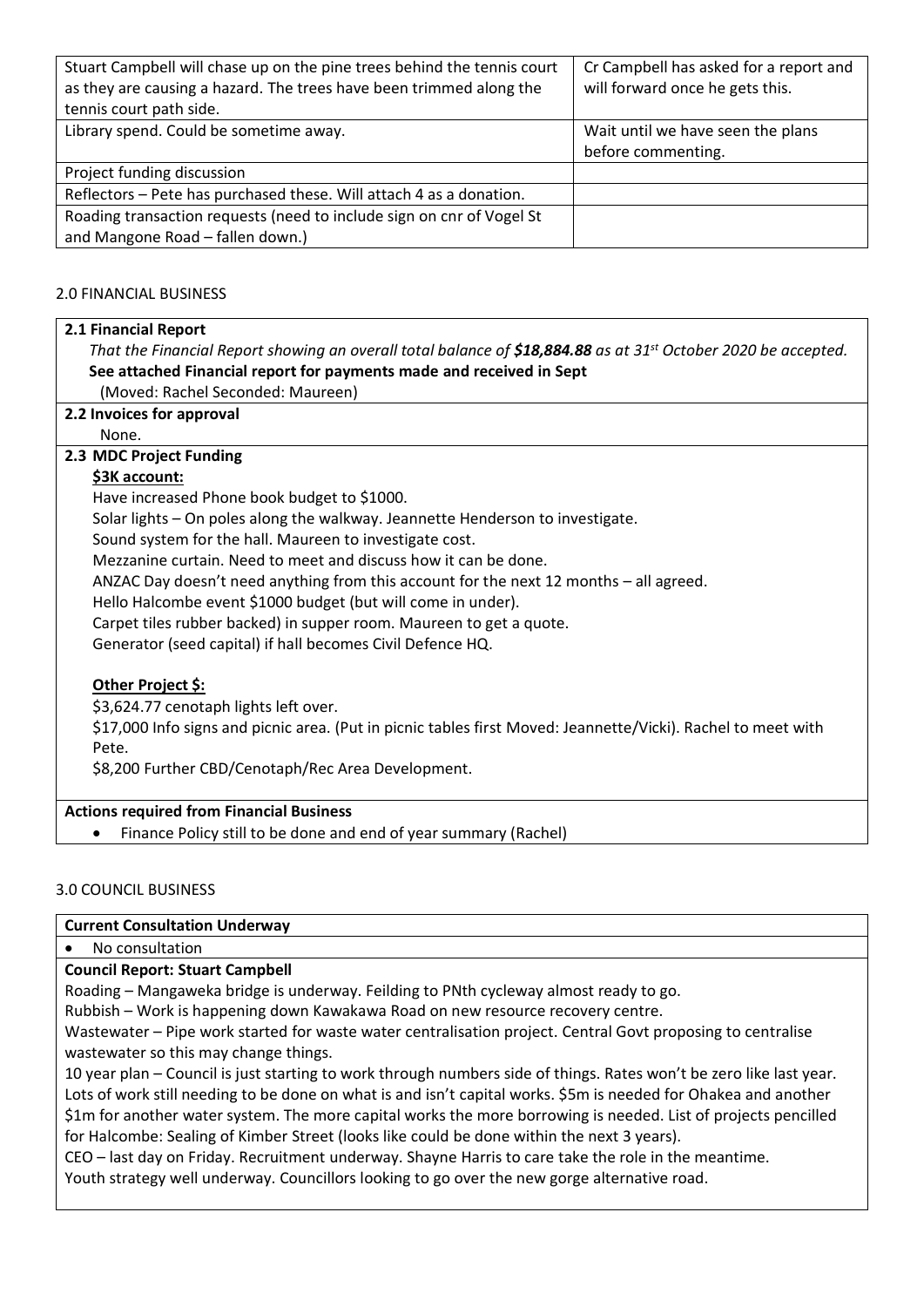| | |
|---|---|
| Stuart Campbell will chase up on the pine trees behind the tennis court as they are causing a hazard. The trees have been trimmed along the tennis court path side. | Cr Campbell has asked for a report and will forward once he gets this. |
| Library spend. Could be sometime away. | Wait until we have seen the plans before commenting. |
| Project funding discussion | |
| Reflectors – Pete has purchased these. Will attach 4 as a donation. | |
| Roading transaction requests (need to include sign on cnr of Vogel St and Mangone Road – fallen down.) | |

## 2.0 FINANCIAL BUSINESS

**2.1 Financial Report**

*That the Financial Report showing an overall total balance of **$18,884.88** as at 31st October 2020 be accepted.*

**See attached Financial report for payments made and received in Sept**

(Moved: Rachel Seconded: Maureen)

**2.2 Invoices for approval**

None.

**2.3 MDC Project Funding**

**$3K account:**

Have increased Phone book budget to $1000.
Solar lights – On poles along the walkway. Jeannette Henderson to investigate.
Sound system for the hall. Maureen to investigate cost.
Mezzanine curtain. Need to meet and discuss how it can be done.
ANZAC Day doesn't need anything from this account for the next 12 months – all agreed.
Hello Halcombe event $1000 budget (but will come in under).
Carpet tiles rubber backed) in supper room. Maureen to get a quote.
Generator (seed capital) if hall becomes Civil Defence HQ.

**Other Project $:**

$3,624.77 cenotaph lights left over.
$17,000 Info signs and picnic area. (Put in picnic tables first Moved: Jeannette/Vicki). Rachel to meet with Pete.
$8,200 Further CBD/Cenotaph/Rec Area Development.

**Actions required from Financial Business**

- Finance Policy still to be done and end of year summary (Rachel)

## 3.0 COUNCIL BUSINESS

**Current Consultation Underway**

- No consultation

**Council Report: Stuart Campbell**

Roading – Mangaweka bridge is underway. Feilding to PNth cycleway almost ready to go.
Rubbish – Work is happening down Kawakawa Road on new resource recovery centre.
Wastewater – Pipe work started for waste water centralisation project. Central Govt proposing to centralise wastewater so this may change things.
10 year plan – Council is just starting to work through numbers side of things. Rates won't be zero like last year. Lots of work still needing to be done on what is and isn't capital works. $5m is needed for Ohakea and another $1m for another water system. The more capital works the more borrowing is needed. List of projects pencilled for Halcombe: Sealing of Kimber Street (looks like could be done within the next 3 years).
CEO – last day on Friday. Recruitment underway. Shayne Harris to care take the role in the meantime.
Youth strategy well underway. Councillors looking to go over the new gorge alternative road.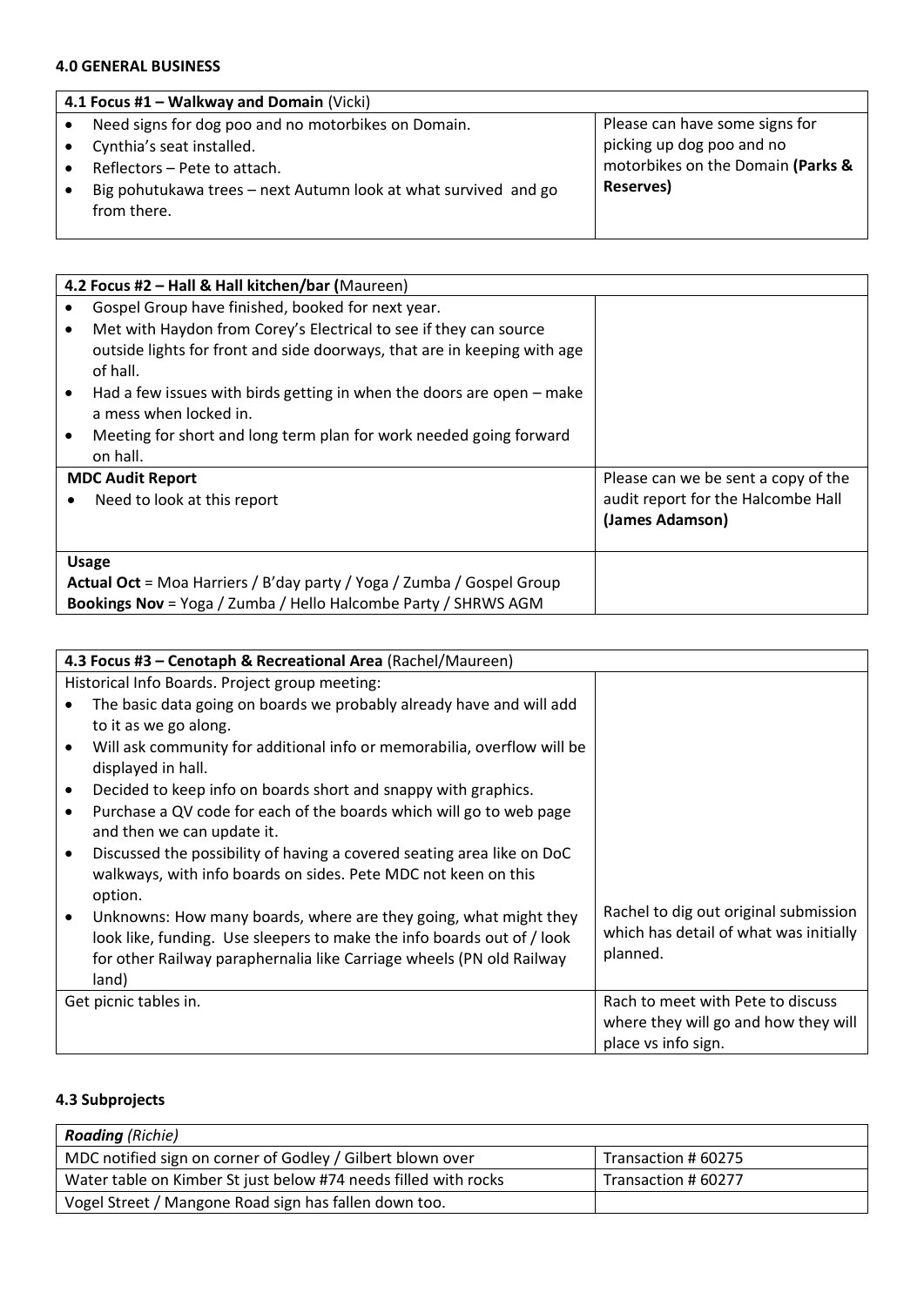#### 4.0 GENERAL BUSINESS

| **4.1 Focus #1 – Walkway and Domain** (Vicki) | |
|---|---|
| • Need signs for dog poo and no motorbikes on Domain.<br>• Cynthia's seat installed.<br>• Reflectors – Pete to attach.<br>• Big pohutukawa trees – next Autumn look at what survived and go from there. | Please can have some signs for picking up dog poo and no motorbikes on the Domain **(Parks & Reserves)** |

| **4.2 Focus #2 – Hall & Hall kitchen/bar (**Maureen) | |
|---|---|
| • Gospel Group have finished, booked for next year.<br>• Met with Haydon from Corey's Electrical to see if they can source outside lights for front and side doorways, that are in keeping with age of hall.<br>• Had a few issues with birds getting in when the doors are open – make a mess when locked in.<br>• Meeting for short and long term plan for work needed going forward on hall. | |
| **MDC Audit Report**<br>• Need to look at this report | Please can we be sent a copy of the audit report for the Halcombe Hall **(James Adamson)** |
| **Usage**<br>**Actual Oct** = Moa Harriers / B'day party / Yoga / Zumba / Gospel Group<br>**Bookings Nov** = Yoga / Zumba / Hello Halcombe Party / SHRWS AGM | |

| **4.3 Focus #3 – Cenotaph & Recreational Area** (Rachel/Maureen) | |
|---|---|
| Historical Info Boards. Project group meeting:<br>• The basic data going on boards we probably already have and will add to it as we go along.<br>• Will ask community for additional info or memorabilia, overflow will be displayed in hall.<br>• Decided to keep info on boards short and snappy with graphics.<br>• Purchase a QV code for each of the boards which will go to web page and then we can update it.<br>• Discussed the possibility of having a covered seating area like on DoC walkways, with info boards on sides. Pete MDC not keen on this option.<br>• Unknowns: How many boards, where are they going, what might they look like, funding. Use sleepers to make the info boards out of / look for other Railway paraphernalia like Carriage wheels (PN old Railway land) | Rachel to dig out original submission which has detail of what was initially planned. |
| Get picnic tables in. | Rach to meet with Pete to discuss where they will go and how they will place vs info sign. |

#### 4.3 Subprojects

| ***Roading*** *(Richie)* | |
|---|---|
| MDC notified sign on corner of Godley / Gilbert blown over | Transaction # 60275 |
| Water table on Kimber St just below #74 needs filled with rocks | Transaction # 60277 |
| Vogel Street / Mangone Road sign has fallen down too. | |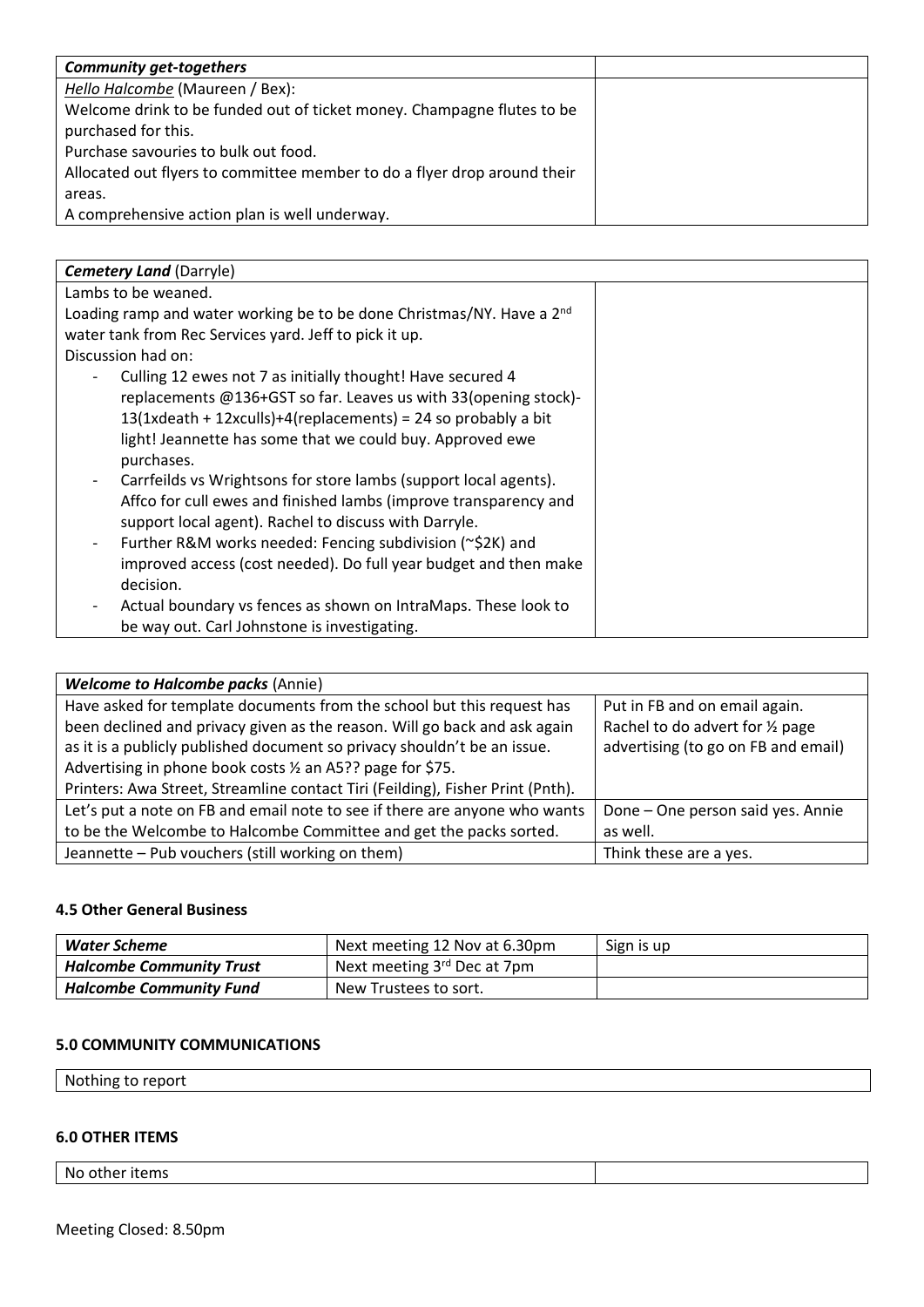| **_Community get-togethers_** | |
|---|---|
| _Hello Halcombe_ (Maureen / Bex):<br>Welcome drink to be funded out of ticket money. Champagne flutes to be purchased for this.<br>Purchase savouries to bulk out food.<br>Allocated out flyers to committee member to do a flyer drop around their areas.<br>A comprehensive action plan is well underway. | |

| **_Cemetery Land_** (Darryle) | |
|---|---|
| Lambs to be weaned.<br>Loading ramp and water working be to be done Christmas/NY. Have a 2nd water tank from Rec Services yard. Jeff to pick it up.<br>Discussion had on:<br>- Culling 12 ewes not 7 as initially thought! Have secured 4 replacements @136+GST so far. Leaves us with 33(opening stock)-13(1xdeath + 12xculls)+4(replacements) = 24 so probably a bit light! Jeannette has some that we could buy. Approved ewe purchases.<br>- Carrfeilds vs Wrightsons for store lambs (support local agents). Affco for cull ewes and finished lambs (improve transparency and support local agent). Rachel to discuss with Darryle.<br>- Further R&M works needed: Fencing subdivision (~$2K) and improved access (cost needed). Do full year budget and then make decision.<br>- Actual boundary vs fences as shown on IntraMaps. These look to be way out. Carl Johnstone is investigating. | |

| **_Welcome to Halcombe packs_** (Annie) | |
|---|---|
| Have asked for template documents from the school but this request has been declined and privacy given as the reason. Will go back and ask again as it is a publicly published document so privacy shouldn't be an issue.<br>Advertising in phone book costs ½ an A5?? page for $75.<br>Printers: Awa Street, Streamline contact Tiri (Feilding), Fisher Print (Pnth). | Put in FB and on email again.<br>Rachel to do advert for ½ page advertising (to go on FB and email) |
| Let's put a note on FB and email note to see if there are anyone who wants to be the Welcombe to Halcombe Committee and get the packs sorted. | Done – One person said yes. Annie as well. |
| Jeannette – Pub vouchers (still working on them) | Think these are a yes. |

### 4.5 Other General Business

| | | |
|---|---|---|
| **_Water Scheme_** | Next meeting 12 Nov at 6.30pm | Sign is up |
| **_Halcombe Community Trust_** | Next meeting 3rd Dec at 7pm | |
| **_Halcombe Community Fund_** | New Trustees to sort. | |

### 5.0 COMMUNITY COMMUNICATIONS

Nothing to report

### 6.0 OTHER ITEMS

No other items

Meeting Closed: 8.50pm